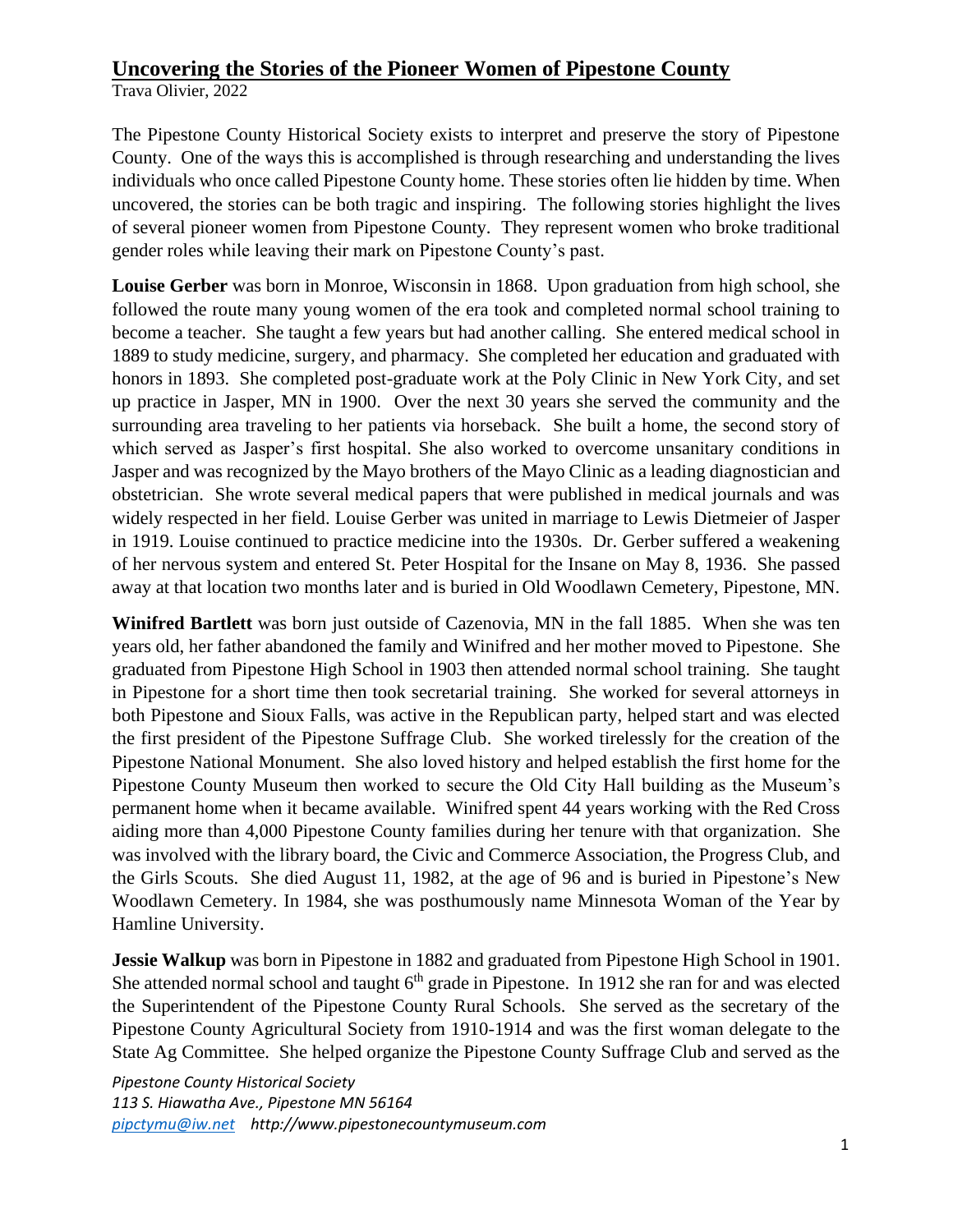# Uncovering the Stories of the Pioneer Women of Pipestone County

Trava Olivier, 2022

The Pipestone County Historical Society exists to interpret and preserve the story of Pipestone County. One of the ways this is accomplished is through researching and understanding the lives individuals who once called Pipestone County home. These stories often lie hidden by time. When uncovered, the stories can be both tragic and inspiring. The following stories highlight the lives of several pioneer women from Pipestone County. They represent women who broke traditional gender roles while leaving their mark on Pipestone County's past.

**Louise Gerber** was born in Monroe, Wisconsin in 1868. Upon graduation from high school, she followed the route many young women of the era took and completed normal school training to become a teacher. She taught a few years but had another calling. She entered medical school in 1889 to study medicine, surgery, and pharmacy. She completed her education and graduated with honors in 1893. She completed post-graduate work at the Poly Clinic in New York City, and set up practice in Jasper, MN in 1900. Over the next 30 years she served the community and the surrounding area traveling to her patients via horseback. She built a home, the second story of which served as Jasper's first hospital. She also worked to overcome unsanitary conditions in Jasper and was recognized by the Mayo brothers of the Mayo Clinic as a leading diagnostician and obstetrician. She wrote several medical papers that were published in medical journals and was widely respected in her field. Louise Gerber was united in marriage to Lewis Dietmeier of Jasper in 1919. Louise continued to practice medicine into the 1930s. Dr. Gerber suffered a weakening of her nervous system and entered St. Peter Hospital for the Insane on May 8, 1936. She passed away at that location two months later and is buried in Old Woodlawn Cemetery, Pipestone, MN.

**Winifred Bartlett** was born just outside of Cazenovia, MN in the fall 1885. When she was ten years old, her father abandoned the family and Winifred and her mother moved to Pipestone. She graduated from Pipestone High School in 1903 then attended normal school training. She taught in Pipestone for a short time then took secretarial training. She worked for several attorneys in both Pipestone and Sioux Falls, was active in the Republican party, helped start and was elected the first president of the Pipestone Suffrage Club. She worked tirelessly for the creation of the Pipestone National Monument. She also loved history and helped establish the first home for the Pipestone County Museum then worked to secure the Old City Hall building as the Museum's permanent home when it became available. Winifred spent 44 years working with the Red Cross aiding more than 4,000 Pipestone County families during her tenure with that organization. She was involved with the library board, the Civic and Commerce Association, the Progress Club, and the Girls Scouts. She died August 11, 1982, at the age of 96 and is buried in Pipestone's New Woodlawn Cemetery. In 1984, she was posthumously name Minnesota Woman of the Year by Hamline University.

**Jessie Walkup** was born in Pipestone in 1882 and graduated from Pipestone High School in 1901. She attended normal school and taught 6th grade in Pipestone. In 1912 she ran for and was elected the Superintendent of the Pipestone County Rural Schools. She served as the secretary of the Pipestone County Agricultural Society from 1910-1914 and was the first woman delegate to the State Ag Committee. She helped organize the Pipestone County Suffrage Club and served as the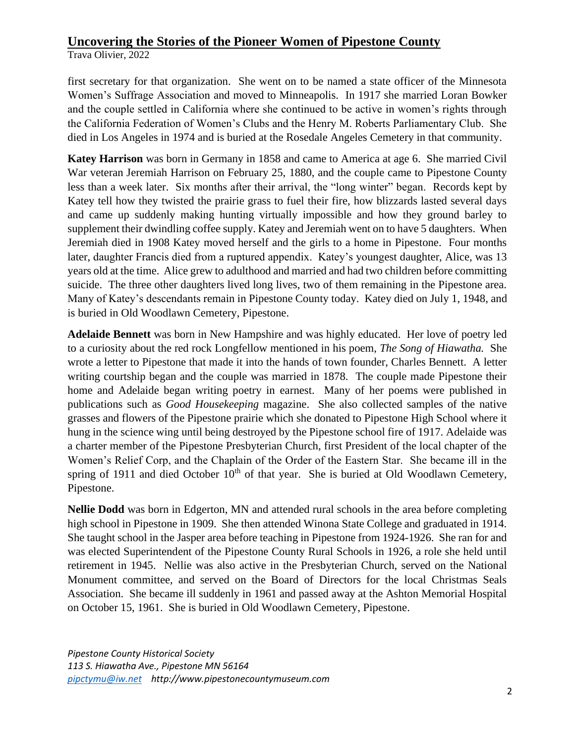first secretary for that organization. She went on to be named a state officer of the Minnesota Women's Suffrage Association and moved to Minneapolis. In 1917 she married Loran Bowker and the couple settled in California where she continued to be active in women's rights through the California Federation of Women's Clubs and the Henry M. Roberts Parliamentary Club. She died in Los Angeles in 1974 and is buried at the Rosedale Angeles Cemetery in that community.

**Katey Harrison** was born in Germany in 1858 and came to America at age 6. She married Civil War veteran Jeremiah Harrison on February 25, 1880, and the couple came to Pipestone County less than a week later. Six months after their arrival, the "long winter" began. Records kept by Katey tell how they twisted the prairie grass to fuel their fire, how blizzards lasted several days and came up suddenly making hunting virtually impossible and how they ground barley to supplement their dwindling coffee supply. Katey and Jeremiah went on to have 5 daughters. When Jeremiah died in 1908 Katey moved herself and the girls to a home in Pipestone. Four months later, daughter Francis died from a ruptured appendix. Katey's youngest daughter, Alice, was 13 years old at the time. Alice grew to adulthood and married and had two children before committing suicide. The three other daughters lived long lives, two of them remaining in the Pipestone area. Many of Katey's descendants remain in Pipestone County today. Katey died on July 1, 1948, and is buried in Old Woodlawn Cemetery, Pipestone.

**Adelaide Bennett** was born in New Hampshire and was highly educated. Her love of poetry led to a curiosity about the red rock Longfellow mentioned in his poem, *The Song of Hiawatha.* She wrote a letter to Pipestone that made it into the hands of town founder, Charles Bennett. A letter writing courtship began and the couple was married in 1878. The couple made Pipestone their home and Adelaide began writing poetry in earnest. Many of her poems were published in publications such as *Good Housekeeping* magazine. She also collected samples of the native grasses and flowers of the Pipestone prairie which she donated to Pipestone High School where it hung in the science wing until being destroyed by the Pipestone school fire of 1917. Adelaide was a charter member of the Pipestone Presbyterian Church, first President of the local chapter of the Women's Relief Corp, and the Chaplain of the Order of the Eastern Star. She became ill in the spring of 1911 and died October 10th of that year. She is buried at Old Woodlawn Cemetery, Pipestone.

**Nellie Dodd** was born in Edgerton, MN and attended rural schools in the area before completing high school in Pipestone in 1909. She then attended Winona State College and graduated in 1914. She taught school in the Jasper area before teaching in Pipestone from 1924-1926. She ran for and was elected Superintendent of the Pipestone County Rural Schools in 1926, a role she held until retirement in 1945. Nellie was also active in the Presbyterian Church, served on the National Monument committee, and served on the Board of Directors for the local Christmas Seals Association. She became ill suddenly in 1961 and passed away at the Ashton Memorial Hospital on October 15, 1961. She is buried in Old Woodlawn Cemetery, Pipestone.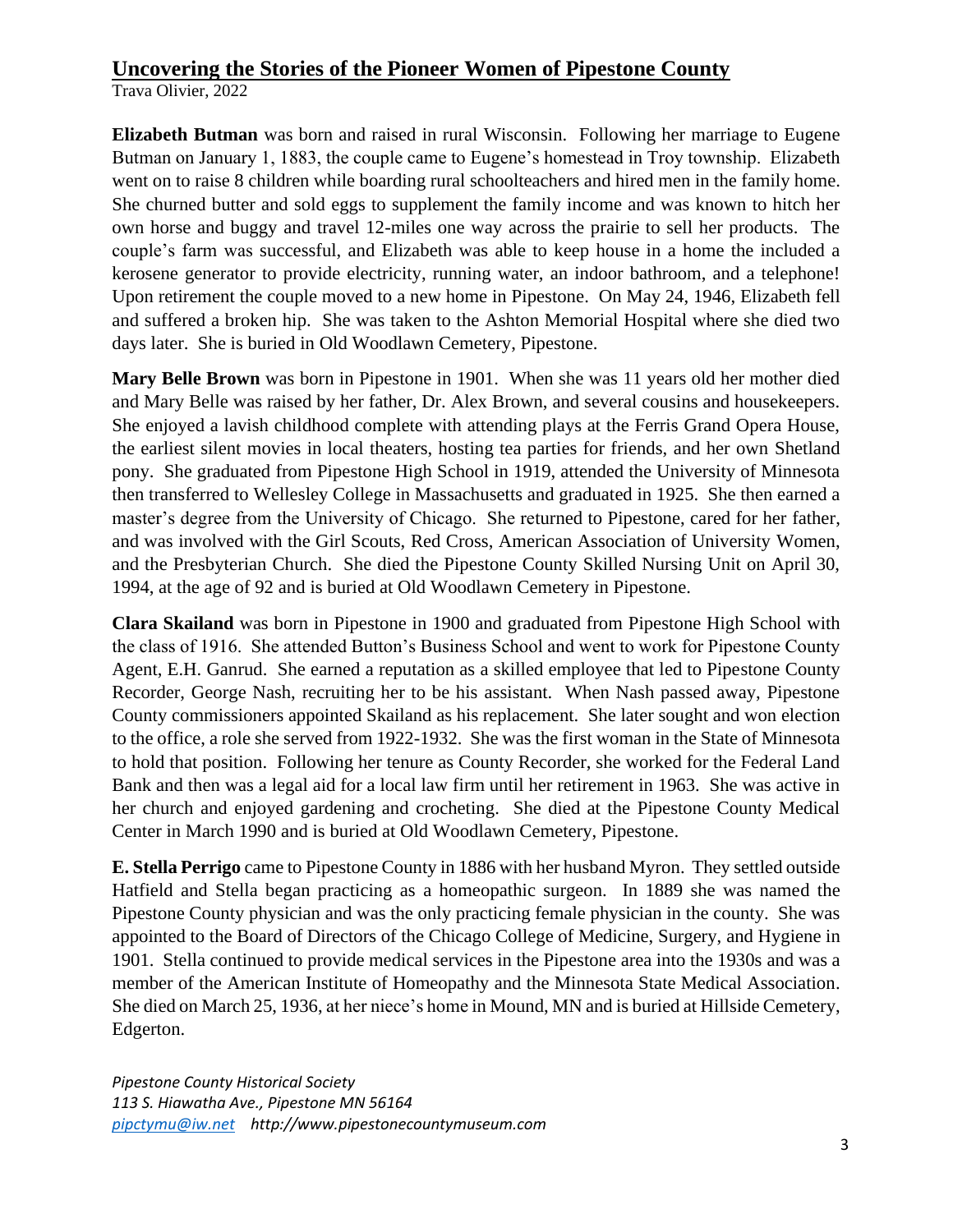## Uncovering the Stories of the Pioneer Women of Pipestone County

Trava Olivier, 2022

**Elizabeth Butman** was born and raised in rural Wisconsin. Following her marriage to Eugene Butman on January 1, 1883, the couple came to Eugene's homestead in Troy township. Elizabeth went on to raise 8 children while boarding rural schoolteachers and hired men in the family home. She churned butter and sold eggs to supplement the family income and was known to hitch her own horse and buggy and travel 12-miles one way across the prairie to sell her products. The couple's farm was successful, and Elizabeth was able to keep house in a home the included a kerosene generator to provide electricity, running water, an indoor bathroom, and a telephone! Upon retirement the couple moved to a new home in Pipestone. On May 24, 1946, Elizabeth fell and suffered a broken hip. She was taken to the Ashton Memorial Hospital where she died two days later. She is buried in Old Woodlawn Cemetery, Pipestone.

**Mary Belle Brown** was born in Pipestone in 1901. When she was 11 years old her mother died and Mary Belle was raised by her father, Dr. Alex Brown, and several cousins and housekeepers. She enjoyed a lavish childhood complete with attending plays at the Ferris Grand Opera House, the earliest silent movies in local theaters, hosting tea parties for friends, and her own Shetland pony. She graduated from Pipestone High School in 1919, attended the University of Minnesota then transferred to Wellesley College in Massachusetts and graduated in 1925. She then earned a master's degree from the University of Chicago. She returned to Pipestone, cared for her father, and was involved with the Girl Scouts, Red Cross, American Association of University Women, and the Presbyterian Church. She died the Pipestone County Skilled Nursing Unit on April 30, 1994, at the age of 92 and is buried at Old Woodlawn Cemetery in Pipestone.

**Clara Skailand** was born in Pipestone in 1900 and graduated from Pipestone High School with the class of 1916. She attended Button's Business School and went to work for Pipestone County Agent, E.H. Ganrud. She earned a reputation as a skilled employee that led to Pipestone County Recorder, George Nash, recruiting her to be his assistant. When Nash passed away, Pipestone County commissioners appointed Skailand as his replacement. She later sought and won election to the office, a role she served from 1922-1932. She was the first woman in the State of Minnesota to hold that position. Following her tenure as County Recorder, she worked for the Federal Land Bank and then was a legal aid for a local law firm until her retirement in 1963. She was active in her church and enjoyed gardening and crocheting. She died at the Pipestone County Medical Center in March 1990 and is buried at Old Woodlawn Cemetery, Pipestone.

**E. Stella Perrigo** came to Pipestone County in 1886 with her husband Myron. They settled outside Hatfield and Stella began practicing as a homeopathic surgeon. In 1889 she was named the Pipestone County physician and was the only practicing female physician in the county. She was appointed to the Board of Directors of the Chicago College of Medicine, Surgery, and Hygiene in 1901. Stella continued to provide medical services in the Pipestone area into the 1930s and was a member of the American Institute of Homeopathy and the Minnesota State Medical Association. She died on March 25, 1936, at her niece's home in Mound, MN and is buried at Hillside Cemetery, Edgerton.

*Pipestone County Historical Society*
*113 S. Hiawatha Ave., Pipestone MN 56164*
*pipctymu@iw.net http://www.pipestonecountymuseum.com*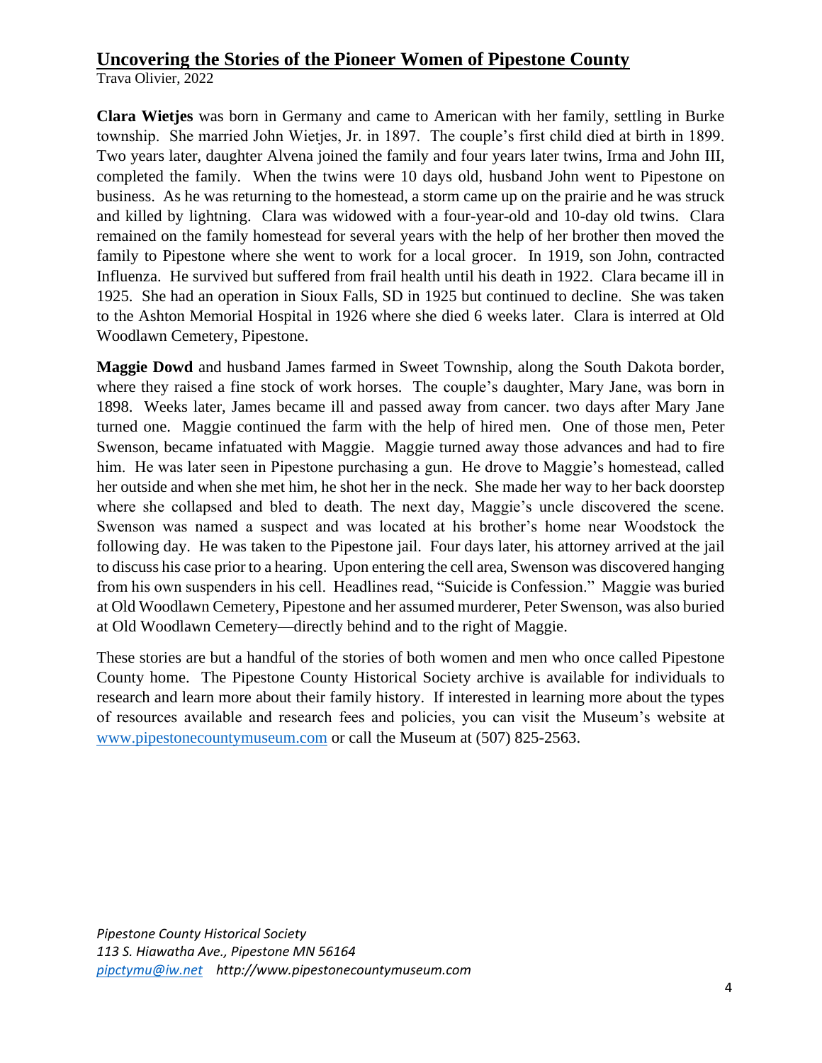## Uncovering the Stories of the Pioneer Women of Pipestone County

Trava Olivier, 2022

**Clara Wietjes** was born in Germany and came to American with her family, settling in Burke township. She married John Wietjes, Jr. in 1897. The couple's first child died at birth in 1899. Two years later, daughter Alvena joined the family and four years later twins, Irma and John III, completed the family. When the twins were 10 days old, husband John went to Pipestone on business. As he was returning to the homestead, a storm came up on the prairie and he was struck and killed by lightning. Clara was widowed with a four-year-old and 10-day old twins. Clara remained on the family homestead for several years with the help of her brother then moved the family to Pipestone where she went to work for a local grocer. In 1919, son John, contracted Influenza. He survived but suffered from frail health until his death in 1922. Clara became ill in 1925. She had an operation in Sioux Falls, SD in 1925 but continued to decline. She was taken to the Ashton Memorial Hospital in 1926 where she died 6 weeks later. Clara is interred at Old Woodlawn Cemetery, Pipestone.

**Maggie Dowd** and husband James farmed in Sweet Township, along the South Dakota border, where they raised a fine stock of work horses. The couple's daughter, Mary Jane, was born in 1898. Weeks later, James became ill and passed away from cancer. two days after Mary Jane turned one. Maggie continued the farm with the help of hired men. One of those men, Peter Swenson, became infatuated with Maggie. Maggie turned away those advances and had to fire him. He was later seen in Pipestone purchasing a gun. He drove to Maggie's homestead, called her outside and when she met him, he shot her in the neck. She made her way to her back doorstep where she collapsed and bled to death. The next day, Maggie's uncle discovered the scene. Swenson was named a suspect and was located at his brother's home near Woodstock the following day. He was taken to the Pipestone jail. Four days later, his attorney arrived at the jail to discuss his case prior to a hearing. Upon entering the cell area, Swenson was discovered hanging from his own suspenders in his cell. Headlines read, "Suicide is Confession." Maggie was buried at Old Woodlawn Cemetery, Pipestone and her assumed murderer, Peter Swenson, was also buried at Old Woodlawn Cemetery—directly behind and to the right of Maggie.

These stories are but a handful of the stories of both women and men who once called Pipestone County home. The Pipestone County Historical Society archive is available for individuals to research and learn more about their family history. If interested in learning more about the types of resources available and research fees and policies, you can visit the Museum's website at [www.pipestonecountymuseum.com](http://www.pipestonecountymuseum.com) or call the Museum at (507) 825-2563.